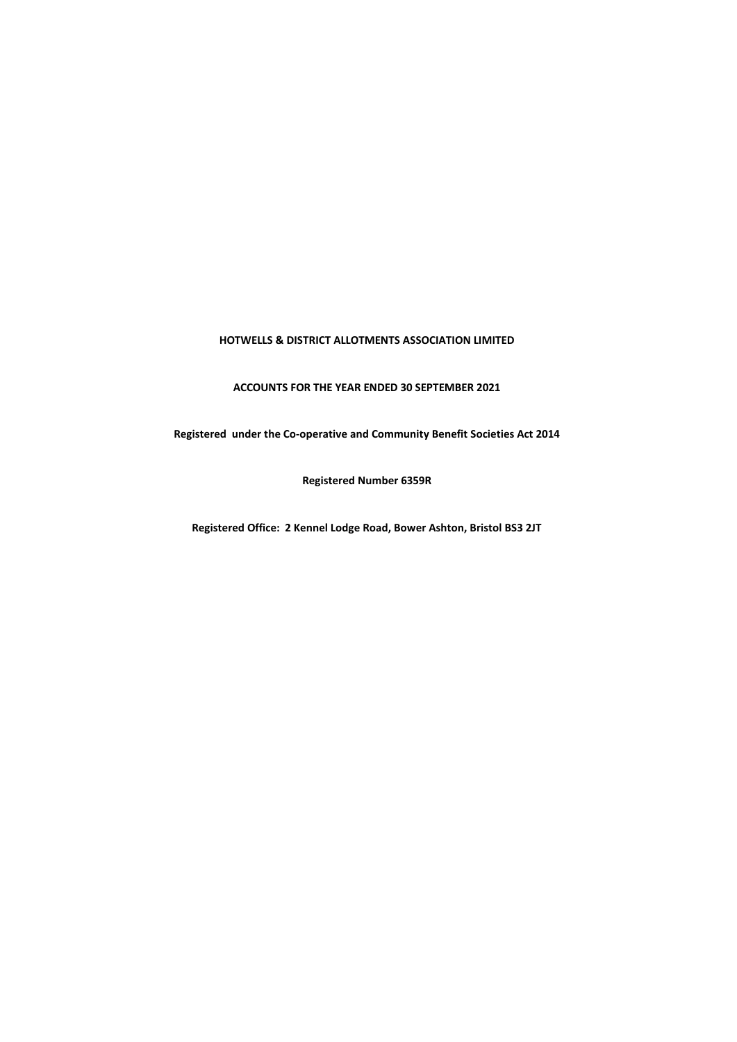**HOTWELLS & DISTRICT ALLOTMENTS ASSOCIATION LIMITED**

**ACCOUNTS FOR THE YEAR ENDED 30 SEPTEMBER 2021**

**Registered under the Co-operative and Community Benefit Societies Act 2014**

**Registered Number 6359R**

**Registered Office: 2 Kennel Lodge Road, Bower Ashton, Bristol BS3 2JT**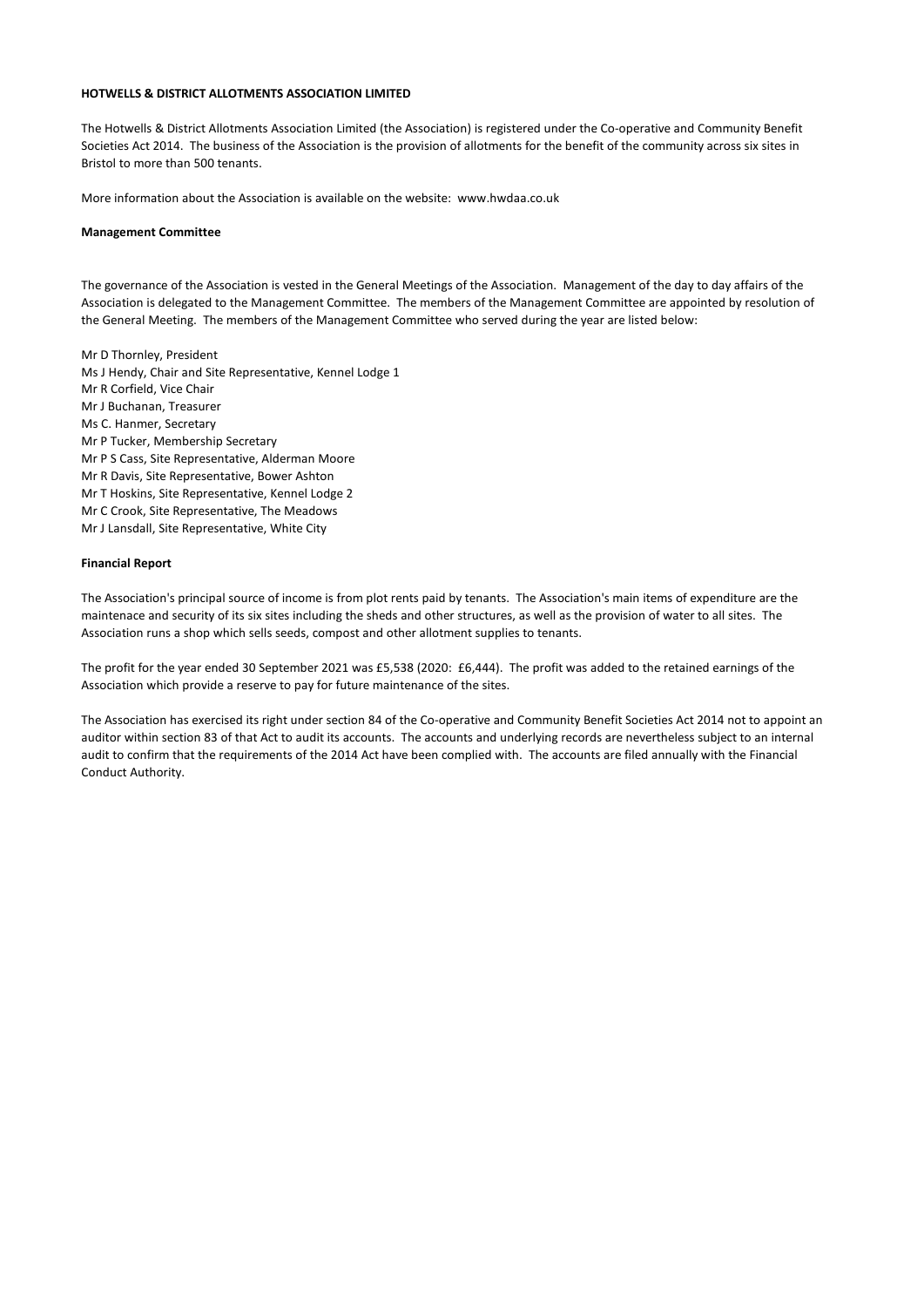**HOTWELLS & DISTRICT ALLOTMENTS ASSOCIATION LIMITED**

The Hotwells & District Allotments Association Limited (the Association) is registered under the Co-operative and Community Benefit Societies Act 2014. The business of the Association is the provision of allotments for the benefit of the community across six sites in Bristol to more than 500 tenants.

More information about the Association is available on the website: www.hwdaa.co.uk

**Management Committee**

The governance of the Association is vested in the General Meetings of the Association. Management of the day to day affairs of the Association is delegated to the Management Committee. The members of the Management Committee are appointed by resolution of the General Meeting. The members of the Management Committee who served during the year are listed below:

Mr D Thornley, President
Ms J Hendy, Chair and Site Representative, Kennel Lodge 1
Mr R Corfield, Vice Chair
Mr J Buchanan, Treasurer
Ms C. Hanmer, Secretary
Mr P Tucker, Membership Secretary
Mr P S Cass, Site Representative, Alderman Moore
Mr R Davis, Site Representative, Bower Ashton
Mr T Hoskins, Site Representative, Kennel Lodge 2
Mr C Crook, Site Representative, The Meadows
Mr J Lansdall, Site Representative, White City

**Financial Report**

The Association's principal source of income is from plot rents paid by tenants. The Association's main items of expenditure are the maintenace and security of its six sites including the sheds and other structures, as well as the provision of water to all sites. The Association runs a shop which sells seeds, compost and other allotment supplies to tenants.

The profit for the year ended 30 September 2021 was £5,538 (2020: £6,444). The profit was added to the retained earnings of the Association which provide a reserve to pay for future maintenance of the sites.

The Association has exercised its right under section 84 of the Co-operative and Community Benefit Societies Act 2014 not to appoint an auditor within section 83 of that Act to audit its accounts. The accounts and underlying records are nevertheless subject to an internal audit to confirm that the requirements of the 2014 Act have been complied with. The accounts are filed annually with the Financial Conduct Authority.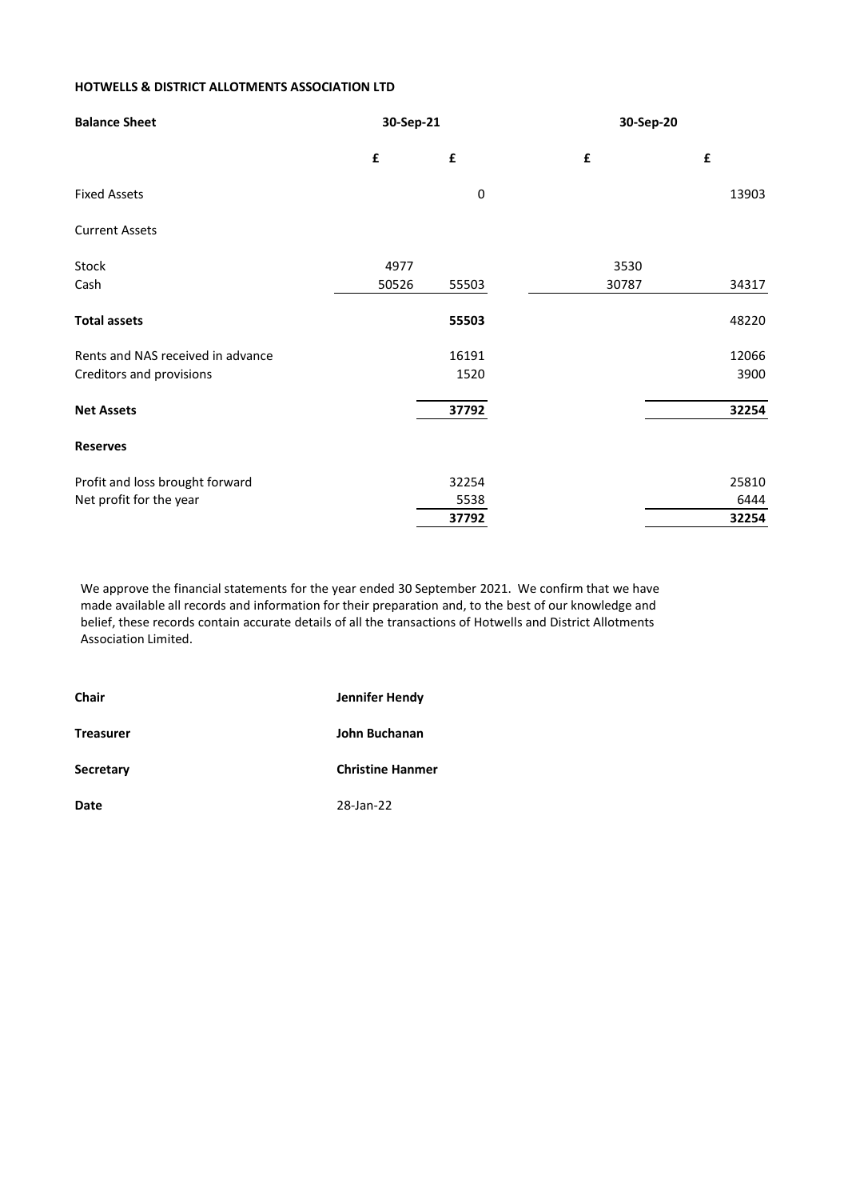**HOTWELLS & DISTRICT ALLOTMENTS ASSOCIATION LTD**

| **Balance Sheet** | **30-Sep-21** | | **30-Sep-20** | |
|---|---|---|---|---|
| | **£** | **£** | **£** | **£** |
| Fixed Assets | | 0 | | 13903 |
| Current Assets | | | | |
| Stock | 4977 | | 3530 | |
| Cash | 50526 | 55503 | 30787 | 34317 |
| **Total assets** | | **55503** | | 48220 |
| Rents and NAS received in advance | | 16191 | | 12066 |
| Creditors and provisions | | 1520 | | 3900 |
| **Net Assets** | | **37792** | | **32254** |
| **Reserves** | | | | |
| Profit and loss brought forward | | 32254 | | 25810 |
| Net profit for the year | | 5538 | | 6444 |
| | | **37792** | | **32254** |

We approve the financial statements for the year ended 30 September 2021. We confirm that we have made available all records and information for their preparation and, to the best of our knowledge and belief, these records contain accurate details of all the transactions of Hotwells and District Allotments Association Limited.

| | |
|---|---|
| **Chair** | **Jennifer Hendy** |
| **Treasurer** | **John Buchanan** |
| **Secretary** | **Christine Hanmer** |
| **Date** | 28-Jan-22 |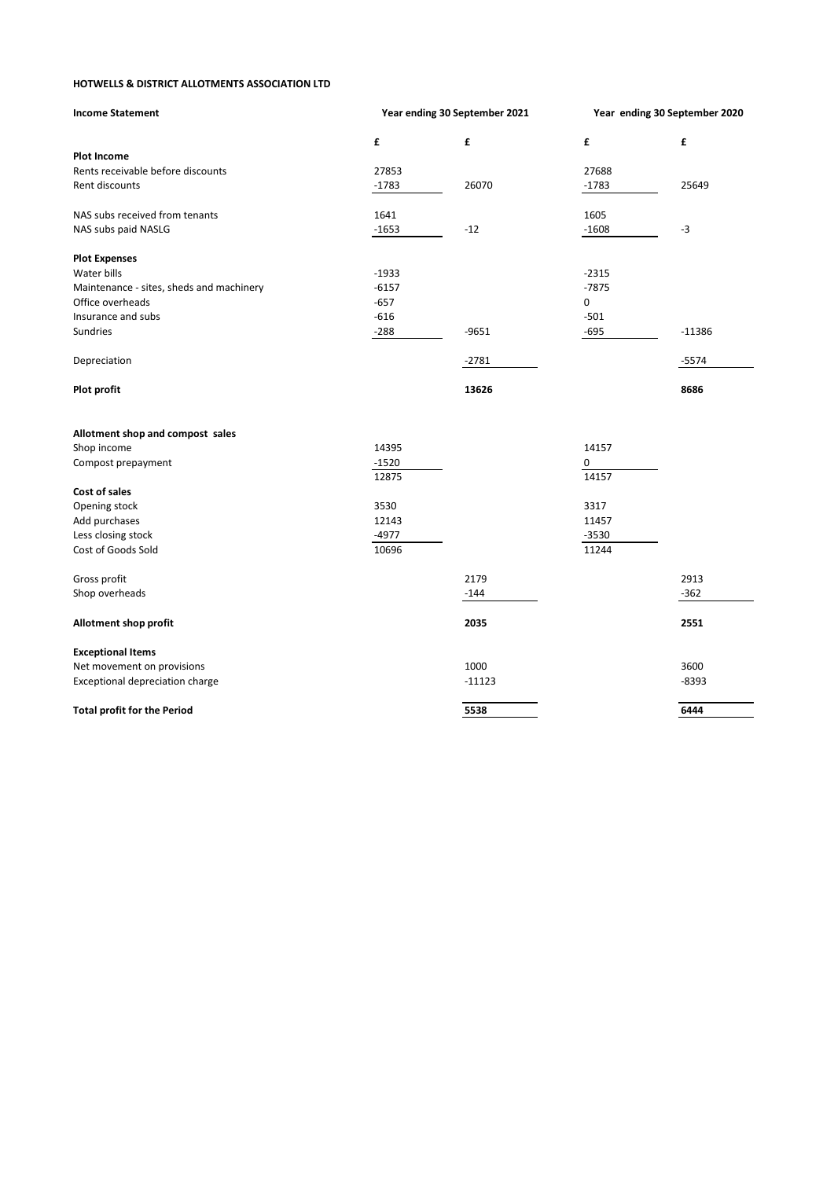**HOTWELLS & DISTRICT ALLOTMENTS ASSOCIATION LTD**

| **Income Statement** | **Year ending 30 September 2021** | | **Year ending 30 September 2020** | |
|---|---|---|---|---|
| | **£** | **£** | **£** | **£** |
| **Plot Income** | | | | |
| Rents receivable before discounts | 27853 | | 27688 | |
| Rent discounts | -1783 | 26070 | -1783 | 25649 |
| | | | | |
| NAS subs received from tenants | 1641 | | 1605 | |
| NAS subs paid NASLG | -1653 | -12 | -1608 | -3 |
| | | | | |
| **Plot Expenses** | | | | |
| Water bills | -1933 | | -2315 | |
| Maintenance - sites, sheds and machinery | -6157 | | -7875 | |
| Office overheads | -657 | | 0 | |
| Insurance and subs | -616 | | -501 | |
| Sundries | -288 | -9651 | -695 | -11386 |
| | | | | |
| Depreciation | | -2781 | | -5574 |
| | | | | |
| **Plot profit** | | **13626** | | **8686** |
| | | | | |
| **Allotment shop and compost sales** | | | | |
| Shop income | 14395 | | 14157 | |
| Compost prepayment | -1520 | | 0 | |
| | 12875 | | 14157 | |
| **Cost of sales** | | | | |
| Opening stock | 3530 | | 3317 | |
| Add purchases | 12143 | | 11457 | |
| Less closing stock | -4977 | | -3530 | |
| Cost of Goods Sold | 10696 | | 11244 | |
| | | | | |
| Gross profit | | 2179 | | 2913 |
| Shop overheads | | -144 | | -362 |
| | | | | |
| **Allotment shop profit** | | **2035** | | **2551** |
| | | | | |
| **Exceptional Items** | | | | |
| Net movement on provisions | | 1000 | | 3600 |
| Exceptional depreciation charge | | -11123 | | -8393 |
| | | | | |
| **Total profit for the Period** | | **5538** | | **6444** |